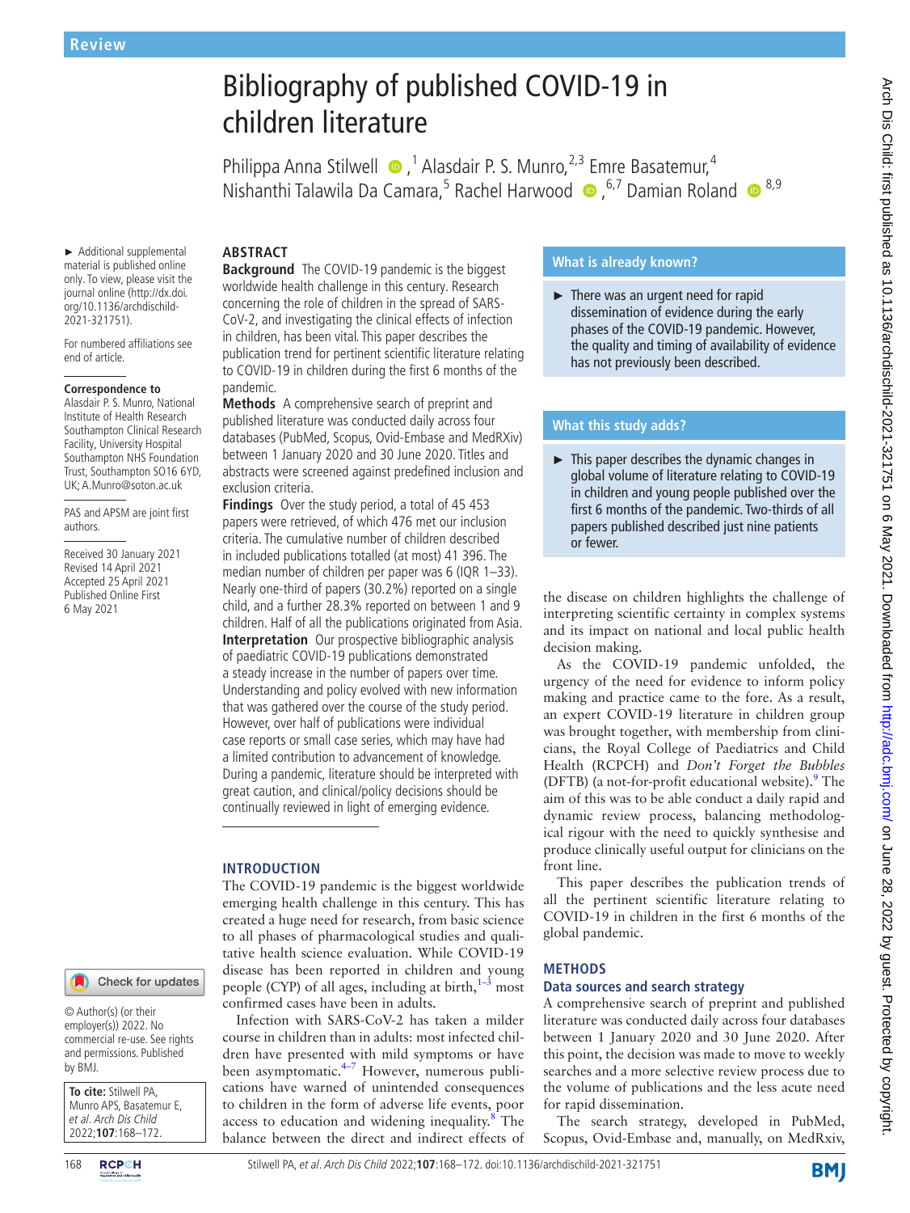Review

# Bibliography of published COVID-19 in children literature

Philippa Anna Stilwell,[1] Alasdair P. S. Munro,[2,3] Emre Basatemur,[4] Nishanthi Talawila Da Camara,[5] Rachel Harwood,[6,7] Damian Roland[8,9]

► Additional supplemental material is published online only. To view, please visit the journal online (http://dx.doi.org/10.1136/archdischild-2021-321751).

For numbered affiliations see end of article.

**Correspondence to**
Alasdair P. S. Munro, National Institute of Health Research Southampton Clinical Research Facility, University Hospital Southampton NHS Foundation Trust, Southampton SO16 6YD, UK; A.Munro@soton.ac.uk

PAS and APSM are joint first authors.

Received 30 January 2021
Revised 14 April 2021
Accepted 25 April 2021
Published Online First 6 May 2021

© Author(s) (or their employer(s)) 2022. No commercial re-use. See rights and permissions. Published by BMJ.

**To cite:** Stilwell PA, Munro APS, Basatemur E, *et al*. *Arch Dis Child* 2022;**107**:168–172.

## ABSTRACT

**Background** The COVID-19 pandemic is the biggest worldwide health challenge in this century. Research concerning the role of children in the spread of SARS-CoV-2, and investigating the clinical effects of infection in children, has been vital. This paper describes the publication trend for pertinent scientific literature relating to COVID-19 in children during the first 6 months of the pandemic.

**Methods** A comprehensive search of preprint and published literature was conducted daily across four databases (PubMed, Scopus, Ovid-Embase and MedRXiv) between 1 January 2020 and 30 June 2020. Titles and abstracts were screened against predefined inclusion and exclusion criteria.

**Findings** Over the study period, a total of 45 453 papers were retrieved, of which 476 met our inclusion criteria. The cumulative number of children described in included publications totalled (at most) 41 396. The median number of children per paper was 6 (IQR 1–33). Nearly one-third of papers (30.2%) reported on a single child, and a further 28.3% reported on between 1 and 9 children. Half of all the publications originated from Asia.

**Interpretation** Our prospective bibliographic analysis of paediatric COVID-19 publications demonstrated a steady increase in the number of papers over time. Understanding and policy evolved with new information that was gathered over the course of the study period. However, over half of publications were individual case reports or small case series, which may have had a limited contribution to advancement of knowledge. During a pandemic, literature should be interpreted with great caution, and clinical/policy decisions should be continually reviewed in light of emerging evidence.

### What is already known?

► There was an urgent need for rapid dissemination of evidence during the early phases of the COVID-19 pandemic. However, the quality and timing of availability of evidence has not previously been described.

### What this study adds?

► This paper describes the dynamic changes in global volume of literature relating to COVID-19 in children and young people published over the first 6 months of the pandemic. Two-thirds of all papers published described just nine patients or fewer.

## INTRODUCTION

The COVID-19 pandemic is the biggest worldwide emerging health challenge in this century. This has created a huge need for research, from basic science to all phases of pharmacological studies and qualitative health science evaluation. While COVID-19 disease has been reported in children and young people (CYP) of all ages, including at birth,[1–3] most confirmed cases have been in adults.

Infection with SARS-CoV-2 has taken a milder course in children than in adults: most infected children have presented with mild symptoms or have been asymptomatic.[4–7] However, numerous publications have warned of unintended consequences to children in the form of adverse life events, poor access to education and widening inequality.[8] The balance between the direct and indirect effects of the disease on children highlights the challenge of interpreting scientific certainty in complex systems and its impact on national and local public health decision making.

As the COVID-19 pandemic unfolded, the urgency of the need for evidence to inform policy making and practice came to the fore. As a result, an expert COVID-19 literature in children group was brought together, with membership from clinicians, the Royal College of Paediatrics and Child Health (RCPCH) and *Don't Forget the Bubbles* (DFTB) (a not-for-profit educational website).[9] The aim of this was to be able conduct a daily rapid and dynamic review process, balancing methodological rigour with the need to quickly synthesise and produce clinically useful output for clinicians on the front line.

This paper describes the publication trends of all the pertinent scientific literature relating to COVID-19 in children in the first 6 months of the global pandemic.

## METHODS

### Data sources and search strategy

A comprehensive search of preprint and published literature was conducted daily across four databases between 1 January 2020 and 30 June 2020. After this point, the decision was made to move to weekly searches and a more selective review process due to the volume of publications and the less acute need for rapid dissemination.

The search strategy, developed in PubMed, Scopus, Ovid-Embase and, manually, on MedRxiv,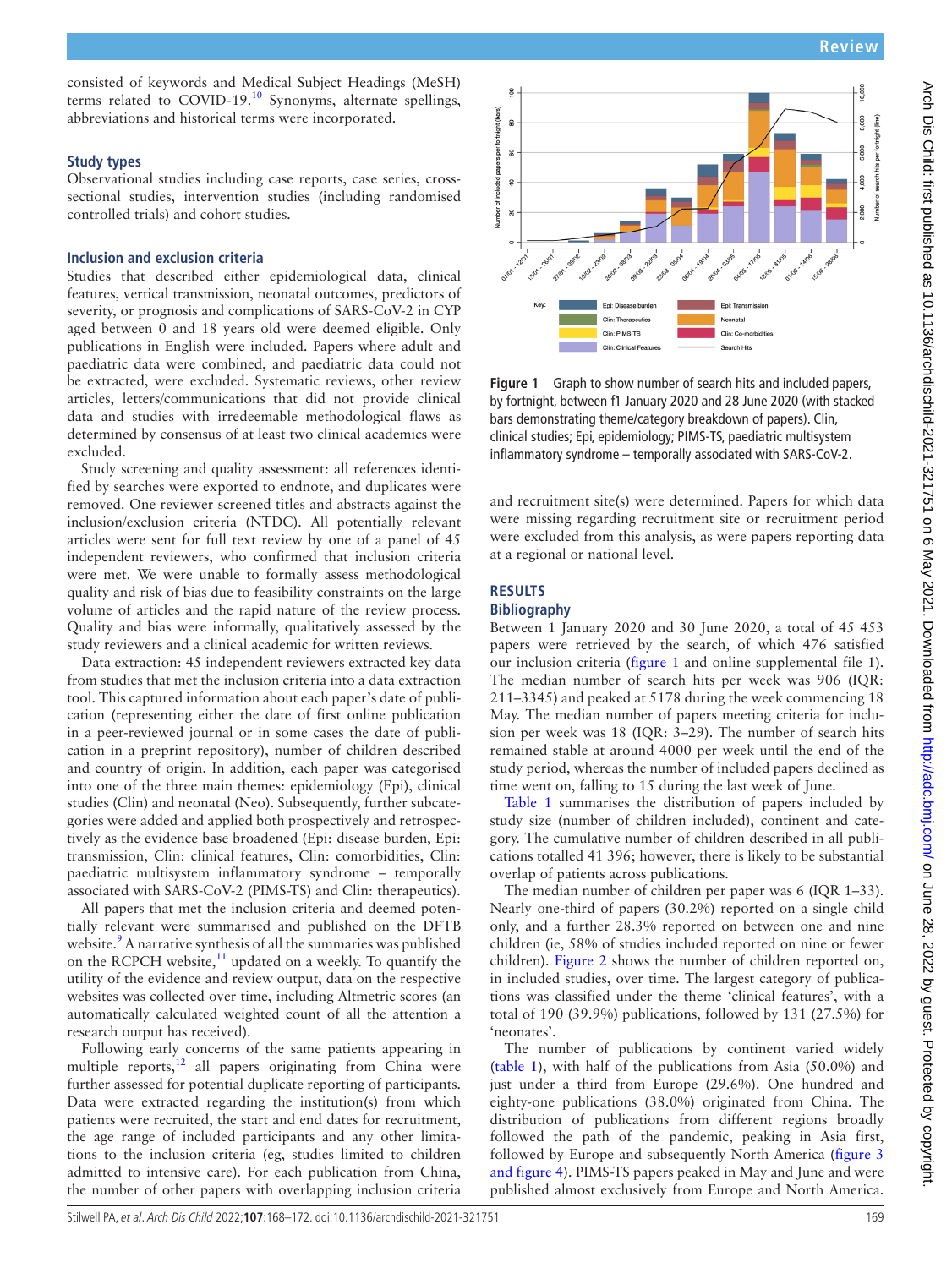consisted of keywords and Medical Subject Headings (MeSH) terms related to COVID-19.[10] Synonyms, alternate spellings, abbreviations and historical terms were incorporated.

### Study types

Observational studies including case reports, case series, cross-sectional studies, intervention studies (including randomised controlled trials) and cohort studies.

### Inclusion and exclusion criteria

Studies that described either epidemiological data, clinical features, vertical transmission, neonatal outcomes, predictors of severity, or prognosis and complications of SARS-CoV-2 in CYP aged between 0 and 18 years old were deemed eligible. Only publications in English were included. Papers where adult and paediatric data were combined, and paediatric data could not be extracted, were excluded. Systematic reviews, other review articles, letters/communications that did not provide clinical data and studies with irredeemable methodological flaws as determined by consensus of at least two clinical academics were excluded.

Study screening and quality assessment: all references identified by searches were exported to endnote, and duplicates were removed. One reviewer screened titles and abstracts against the inclusion/exclusion criteria (NTDC). All potentially relevant articles were sent for full text review by one of a panel of 45 independent reviewers, who confirmed that inclusion criteria were met. We were unable to formally assess methodological quality and risk of bias due to feasibility constraints on the large volume of articles and the rapid nature of the review process. Quality and bias were informally, qualitatively assessed by the study reviewers and a clinical academic for written reviews.

Data extraction: 45 independent reviewers extracted key data from studies that met the inclusion criteria into a data extraction tool. This captured information about each paper's date of publication (representing either the date of first online publication in a peer-reviewed journal or in some cases the date of publication in a preprint repository), number of children described and country of origin. In addition, each paper was categorised into one of the three main themes: epidemiology (Epi), clinical studies (Clin) and neonatal (Neo). Subsequently, further subcategories were added and applied both prospectively and retrospectively as the evidence base broadened (Epi: disease burden, Epi: transmission, Clin: clinical features, Clin: comorbidities, Clin: paediatric multisystem inflammatory syndrome – temporally associated with SARS-CoV-2 (PIMS-TS) and Clin: therapeutics).

All papers that met the inclusion criteria and deemed potentially relevant were summarised and published on the DFTB website.[9] A narrative synthesis of all the summaries was published on the RCPCH website,[11] updated on a weekly. To quantify the utility of the evidence and review output, data on the respective websites was collected over time, including Altmetric scores (an automatically calculated weighted count of all the attention a research output has received).

Following early concerns of the same patients appearing in multiple reports,[12] all papers originating from China were further assessed for potential duplicate reporting of participants. Data were extracted regarding the institution(s) from which patients were recruited, the start and end dates for recruitment, the age range of included participants and any other limitations to the inclusion criteria (eg, studies limited to children admitted to intensive care). For each publication from China, the number of other papers with overlapping inclusion criteria and recruitment site(s) were determined. Papers for which data were missing regarding recruitment site or recruitment period were excluded from this analysis, as were papers reporting data at a regional or national level.

Figure 1 Graph to show number of search hits and included papers, by fortnight, between f1 January 2020 and 28 June 2020 (with stacked bars demonstrating theme/category breakdown of papers). Clin, clinical studies; Epi, epidemiology; PIMS-TS, paediatric multisystem inflammatory syndrome – temporally associated with SARS-CoV-2.

## RESULTS

### Bibliography

Between 1 January 2020 and 30 June 2020, a total of 45 453 papers were retrieved by the search, of which 476 satisfied our inclusion criteria (figure 1 and online supplemental file 1). The median number of search hits per week was 906 (IQR: 211–3345) and peaked at 5178 during the week commencing 18 May. The median number of papers meeting criteria for inclusion per week was 18 (IQR: 3–29). The number of search hits remained stable at around 4000 per week until the end of the study period, whereas the number of included papers declined as time went on, falling to 15 during the last week of June.

Table 1 summarises the distribution of papers included by study size (number of children included), continent and category. The cumulative number of children described in all publications totalled 41 396; however, there is likely to be substantial overlap of patients across publications.

The median number of children per paper was 6 (IQR 1–33). Nearly one-third of papers (30.2%) reported on a single child only, and a further 28.3% reported on between one and nine children (ie, 58% of studies included reported on nine or fewer children). Figure 2 shows the number of children reported on, in included studies, over time. The largest category of publications was classified under the theme 'clinical features', with a total of 190 (39.9%) publications, followed by 131 (27.5%) for 'neonates'.

The number of publications by continent varied widely (table 1), with half of the publications from Asia (50.0%) and just under a third from Europe (29.6%). One hundred and eighty-one publications (38.0%) originated from China. The distribution of publications from different regions broadly followed the path of the pandemic, peaking in Asia first, followed by Europe and subsequently North America (figure 3 and figure 4). PIMS-TS papers peaked in May and June and were published almost exclusively from Europe and North America.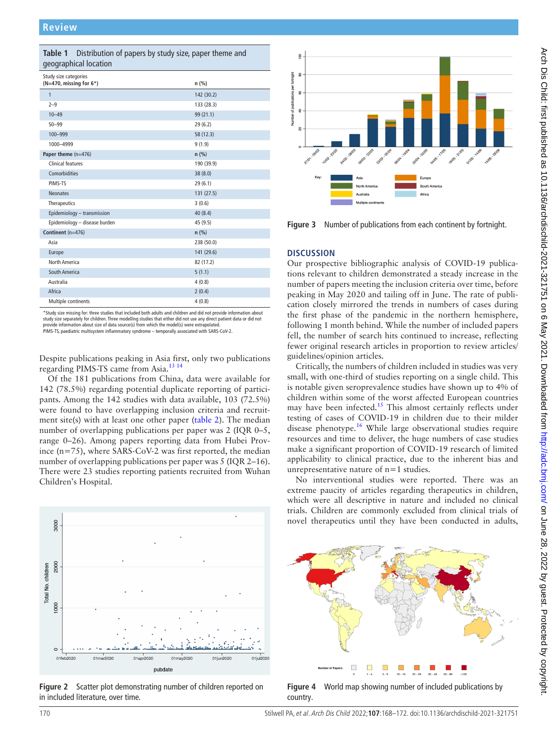**Table 1** Distribution of papers by study size, paper theme and geographical location

| Study size categories (N=470, missing for 6*) | n (%) |
|---|---|
| 1 | 142 (30.2) |
| 2–9 | 133 (28.3) |
| 10–49 | 99 (21.1) |
| 50–99 | 29 (6.2) |
| 100–999 | 58 (12.3) |
| 1000–4999 | 9 (1.9) |
| **Paper theme** (n=476) | **n (%)** |
| Clinical features | 190 (39.9) |
| Comorbidities | 38 (8.0) |
| PIMS-TS | 29 (6.1) |
| Neonates | 131 (27.5) |
| Therapeutics | 3 (0.6) |
| Epidemiology – transmission | 40 (8.4) |
| Epidemiology – disease burden | 45 (9.5) |
| **Continent** (n=476) | **n (%)** |
| Asia | 238 (50.0) |
| Europe | 141 (29.6) |
| North America | 82 (17.2) |
| South America | 5 (1.1) |
| Australia | 4 (0.8) |
| Africa | 2 (0.4) |
| Multiple continents | 4 (0.8) |

*Study size missing for: three studies that included both adults and children and did not provide information about study size separately for children. Three modelling studies that either did not use any direct patient data or did not provide information about size of data source(s) from which the model(s) were extrapolated.
PIMS-TS, paediatric multisystem inflammatory syndrome – temporally associated with SARS-CoV-2.

Despite publications peaking in Asia first, only two publications regarding PIMS-TS came from Asia.[13 14]

Of the 181 publications from China, data were available for 142 (78.5%) regarding potential duplicate reporting of participants. Among the 142 studies with data available, 103 (72.5%) were found to have overlapping inclusion criteria and recruitment site(s) with at least one other paper (table 2). The median number of overlapping publications per paper was 2 (IQR 0–5, range 0–26). Among papers reporting data from Hubei Province (n=75), where SARS-CoV-2 was first reported, the median number of overlapping publications per paper was 5 (IQR 2–16). There were 23 studies reporting patients recruited from Wuhan Children's Hospital.

**Figure 2** Scatter plot demonstrating number of children reported on in included literature, over time.

**Figure 3** Number of publications from each continent by fortnight.

## DISCUSSION

Our prospective bibliographic analysis of COVID-19 publications relevant to children demonstrated a steady increase in the number of papers meeting the inclusion criteria over time, before peaking in May 2020 and tailing off in June. The rate of publication closely mirrored the trends in numbers of cases during the first phase of the pandemic in the northern hemisphere, following 1 month behind. While the number of included papers fell, the number of search hits continued to increase, reflecting fewer original research articles in proportion to review articles/guidelines/opinion articles.

Critically, the numbers of children included in studies was very small, with one-third of studies reporting on a single child. This is notable given seroprevalence studies have shown up to 4% of children within some of the worst affected European countries may have been infected.[15] This almost certainly reflects under testing of cases of COVID-19 in children due to their milder disease phenotype.[16] While large observational studies require resources and time to deliver, the huge numbers of case studies make a significant proportion of COVID-19 research of limited applicability to clinical practice, due to the inherent bias and unrepresentative nature of n=1 studies.

No interventional studies were reported. There was an extreme paucity of articles regarding therapeutics in children, which were all descriptive in nature and included no clinical trials. Children are commonly excluded from clinical trials of novel therapeutics until they have been conducted in adults,

**Figure 4** World map showing number of included publications by country.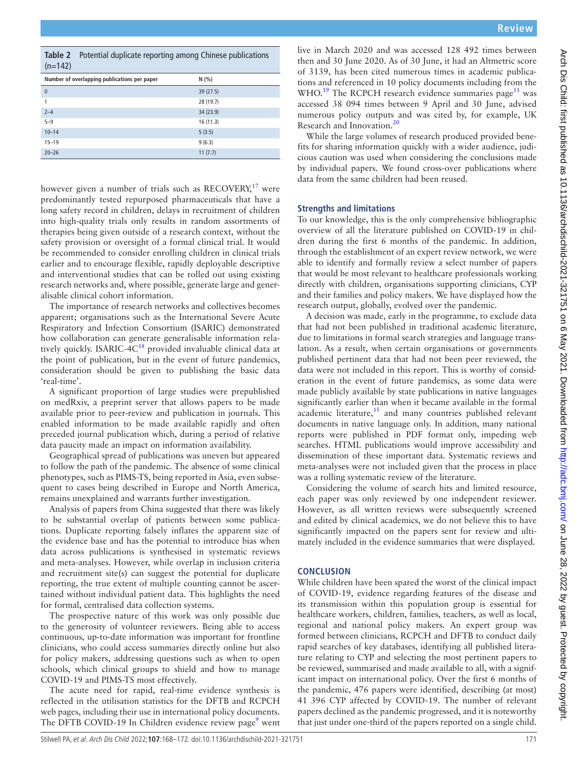**Table 2** Potential duplicate reporting among Chinese publications (n=142)

| Number of overlapping publications per paper | N (%) |
|---|---|
| 0 | 39 (27.5) |
| 1 | 28 (19.7) |
| 2–4 | 34 (23.9) |
| 5–9 | 16 (11.3) |
| 10–14 | 5 (3.5) |
| 15–19 | 9 (6.3) |
| 20–26 | 11 (7.7) |

however given a number of trials such as RECOVERY,[17] were predominantly tested repurposed pharmaceuticals that have a long safety record in children, delays in recruitment of children into high-quality trials only results in random assortments of therapies being given outside of a research context, without the safety provision or oversight of a formal clinical trial. It would be recommended to consider enrolling children in clinical trials earlier and to encourage flexible, rapidly deployable descriptive and interventional studies that can be rolled out using existing research networks and, where possible, generate large and generalisable clinical cohort information.

The importance of research networks and collectives becomes apparent; organisations such as the International Severe Acute Respiratory and Infection Consortium (ISARIC) demonstrated how collaboration can generate generalisable information relatively quickly. ISARIC-4C[18] provided invaluable clinical data at the point of publication, but in the event of future pandemics, consideration should be given to publishing the basic data 'real-time'.

A significant proportion of large studies were prepublished on medRxiv, a preprint server that allows papers to be made available prior to peer-review and publication in journals. This enabled information to be made available rapidly and often preceded journal publication which, during a period of relative data paucity made an impact on information availability.

Geographical spread of publications was uneven but appeared to follow the path of the pandemic. The absence of some clinical phenotypes, such as PIMS-TS, being reported in Asia, even subsequent to cases being described in Europe and North America, remains unexplained and warrants further investigation.

Analysis of papers from China suggested that there was likely to be substantial overlap of patients between some publications. Duplicate reporting falsely inflates the apparent size of the evidence base and has the potential to introduce bias when data across publications is synthesised in systematic reviews and meta-analyses. However, while overlap in inclusion criteria and recruitment site(s) can suggest the potential for duplicate reporting, the true extent of multiple counting cannot be ascertained without individual patient data. This highlights the need for formal, centralised data collection systems.

The prospective nature of this work was only possible due to the generosity of volunteer reviewers. Being able to access continuous, up-to-date information was important for frontline clinicians, who could access summaries directly online but also for policy makers, addressing questions such as when to open schools, which clinical groups to shield and how to manage COVID-19 and PIMS-TS most effectively.

The acute need for rapid, real-time evidence synthesis is reflected in the utilisation statistics for the DFTB and RCPCH web pages, including their use in international policy documents. The DFTB COVID-19 In Children evidence review page[9] went live in March 2020 and was accessed 128 492 times between then and 30 June 2020. As of 30 June, it had an Altmetric score of 3139, has been cited numerous times in academic publications and referenced in 10 policy documents including from the WHO.[19] The RCPCH research evidence summaries page[11] was accessed 38 094 times between 9 April and 30 June, advised numerous policy outputs and was cited by, for example, UK Research and Innovation.[20]

While the large volumes of research produced provided benefits for sharing information quickly with a wider audience, judicious caution was used when considering the conclusions made by individual papers. We found cross-over publications where data from the same children had been reused.

### Strengths and limitations

To our knowledge, this is the only comprehensive bibliographic overview of all the literature published on COVID-19 in children during the first 6 months of the pandemic. In addition, through the establishment of an expert review network, we were able to identify and formally review a select number of papers that would be most relevant to healthcare professionals working directly with children, organisations supporting clinicians, CYP and their families and policy makers. We have displayed how the research output, globally, evolved over the pandemic.

A decision was made, early in the programme, to exclude data that had not been published in traditional academic literature, due to limitations in formal search strategies and language translation. As a result, when certain organisations or governments published pertinent data that had not been peer reviewed, the data were not included in this report. This is worthy of consideration in the event of future pandemics, as some data were made publicly available by state publications in native languages significantly earlier than when it became available in the formal academic literature,[15] and many countries published relevant documents in native language only. In addition, many national reports were published in PDF format only, impeding web searches. HTML publications would improve accessibility and dissemination of these important data. Systematic reviews and meta-analyses were not included given that the process in place was a rolling systematic review of the literature.

Considering the volume of search hits and limited resource, each paper was only reviewed by one independent reviewer. However, as all written reviews were subsequently screened and edited by clinical academics, we do not believe this to have significantly impacted on the papers sent for review and ultimately included in the evidence summaries that were displayed.

## CONCLUSION

While children have been spared the worst of the clinical impact of COVID-19, evidence regarding features of the disease and its transmission within this population group is essential for healthcare workers, children, families, teachers, as well as local, regional and national policy makers. An expert group was formed between clinicians, RCPCH and DFTB to conduct daily rapid searches of key databases, identifying all published literature relating to CYP and selecting the most pertinent papers to be reviewed, summarised and made available to all, with a significant impact on international policy. Over the first 6 months of the pandemic, 476 papers were identified, describing (at most) 41 396 CYP affected by COVID-19. The number of relevant papers declined as the pandemic progressed, and it is noteworthy that just under one-third of the papers reported on a single child.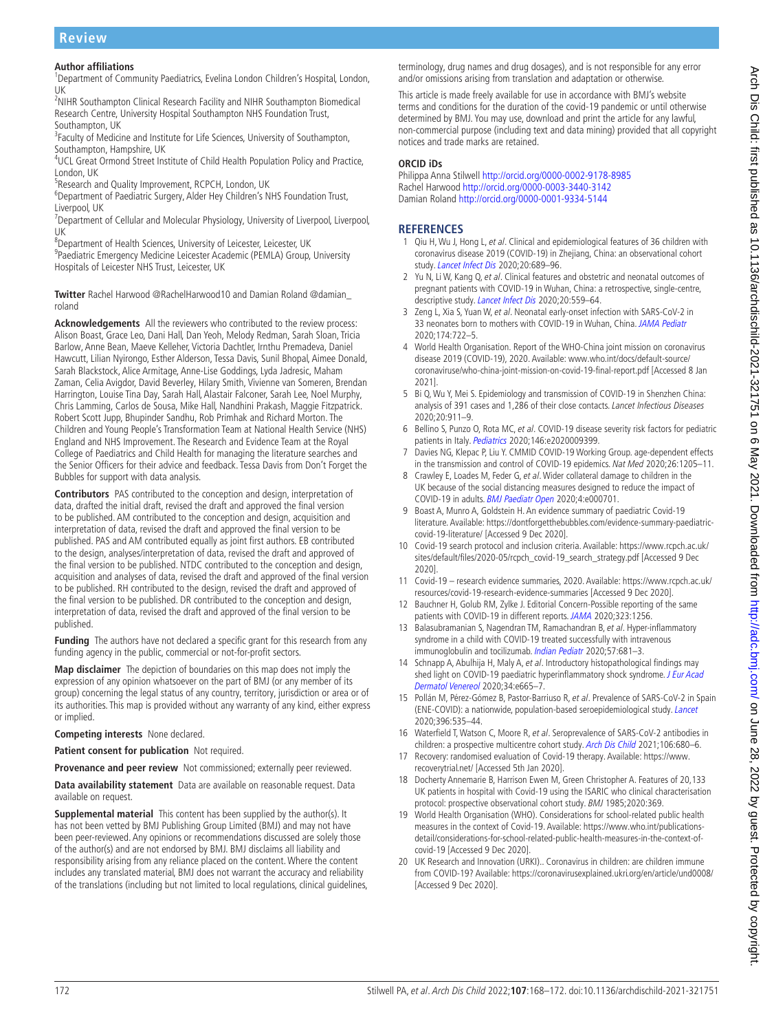**Author affiliations**

[1]Department of Community Paediatrics, Evelina London Children's Hospital, London, UK
[2]NIHR Southampton Clinical Research Facility and NIHR Southampton Biomedical Research Centre, University Hospital Southampton NHS Foundation Trust, Southampton, UK
[3]Faculty of Medicine and Institute for Life Sciences, University of Southampton, Southampton, Hampshire, UK
[4]UCL Great Ormond Street Institute of Child Health Population Policy and Practice, London, UK
[5]Research and Quality Improvement, RCPCH, London, UK
[6]Department of Paediatric Surgery, Alder Hey Children's NHS Foundation Trust, Liverpool, UK
[7]Department of Cellular and Molecular Physiology, University of Liverpool, Liverpool, UK
[8]Department of Health Sciences, University of Leicester, Leicester, UK
[9]Paediatric Emergency Medicine Leicester Academic (PEMLA) Group, University Hospitals of Leicester NHS Trust, Leicester, UK

**Twitter** Rachel Harwood @RachelHarwood10 and Damian Roland @damian_roland

**Acknowledgements** All the reviewers who contributed to the review process: Alison Boast, Grace Leo, Dani Hall, Dan Yeoh, Melody Redman, Sarah Sloan, Tricia Barlow, Anne Bean, Maeve Kelleher, Victoria Dachtler, Irnthu Premadeva, Daniel Hawcutt, Lilian Nyirongo, Esther Alderson, Tessa Davis, Sunil Bhopal, Aimee Donald, Sarah Blackstock, Alice Armitage, Anne-Lise Goddings, Lyda Jadresic, Maham Zaman, Celia Avigdor, David Beverley, Hilary Smith, Vivienne van Someren, Brendan Harrington, Louise Tina Day, Sarah Hall, Alastair Falconer, Sarah Lee, Noel Murphy, Chris Lamming, Carlos de Sousa, Mike Hall, Nandhini Prakash, Maggie Fitzpatrick. Robert Scott Jupp, Bhupinder Sandhu, Rob Primhak and Richard Morton. The Children and Young People's Transformation Team at National Health Service (NHS) England and NHS Improvement. The Research and Evidence Team at the Royal College of Paediatrics and Child Health for managing the literature searches and the Senior Officers for their advice and feedback. Tessa Davis from Don't Forget the Bubbles for support with data analysis.

**Contributors** PAS contributed to the conception and design, interpretation of data, drafted the initial draft, revised the draft and approved the final version to be published. AM contributed to the conception and design, acquisition and interpretation of data, revised the draft and approved the final version to be published. PAS and AM contributed equally as joint first authors. EB contributed to the design, analyses/interpretation of data, revised the draft and approved of the final version to be published. NTDC contributed to the conception and design, acquisition and analyses of data, revised the draft and approved of the final version to be published. RH contributed to the design, revised the draft and approved of the final version to be published. DR contributed to the conception and design, interpretation of data, revised the draft and approved of the final version to be published.

**Funding** The authors have not declared a specific grant for this research from any funding agency in the public, commercial or not-for-profit sectors.

**Map disclaimer** The depiction of boundaries on this map does not imply the expression of any opinion whatsoever on the part of BMJ (or any member of its group) concerning the legal status of any country, territory, jurisdiction or area or of its authorities. This map is provided without any warranty of any kind, either express or implied.

**Competing interests** None declared.

**Patient consent for publication** Not required.

**Provenance and peer review** Not commissioned; externally peer reviewed.

**Data availability statement** Data are available on reasonable request. Data available on request.

**Supplemental material** This content has been supplied by the author(s). It has not been vetted by BMJ Publishing Group Limited (BMJ) and may not have been peer-reviewed. Any opinions or recommendations discussed are solely those of the author(s) and are not endorsed by BMJ. BMJ disclaims all liability and responsibility arising from any reliance placed on the content. Where the content includes any translated material, BMJ does not warrant the accuracy and reliability of the translations (including but not limited to local regulations, clinical guidelines, terminology, drug names and drug dosages), and is not responsible for any error and/or omissions arising from translation and adaptation or otherwise.

This article is made freely available for use in accordance with BMJ's website terms and conditions for the duration of the covid-19 pandemic or until otherwise determined by BMJ. You may use, download and print the article for any lawful, non-commercial purpose (including text and data mining) provided that all copyright notices and trade marks are retained.

**ORCID iDs**

Philippa Anna Stilwell http://orcid.org/0000-0002-9178-8985
Rachel Harwood http://orcid.org/0000-0003-3440-3142
Damian Roland http://orcid.org/0000-0001-9334-5144

## REFERENCES

1. Qiu H, Wu J, Hong L, *et al*. Clinical and epidemiological features of 36 children with coronavirus disease 2019 (COVID-19) in Zhejiang, China: an observational cohort study. *Lancet Infect Dis* 2020;20:689–96.
2. Yu N, Li W, Kang Q, *et al*. Clinical features and obstetric and neonatal outcomes of pregnant patients with COVID-19 in Wuhan, China: a retrospective, single-centre, descriptive study. *Lancet Infect Dis* 2020;20:559–64.
3. Zeng L, Xia S, Yuan W, *et al*. Neonatal early-onset infection with SARS-CoV-2 in 33 neonates born to mothers with COVID-19 in Wuhan, China. *JAMA Pediatr* 2020;174:722–5.
4. World Health Organisation. Report of the WHO-China joint mission on coronavirus disease 2019 (COVID-19), 2020. Available: www.who.int/docs/default-source/coronaviruse/who-china-joint-mission-on-covid-19-final-report.pdf [Accessed 8 Jan 2021].
5. Bi Q, Wu Y, Mei S. Epidemiology and transmission of COVID-19 in Shenzhen China: analysis of 391 cases and 1,286 of their close contacts. *Lancet Infectious Diseases* 2020;20:911–9.
6. Bellino S, Punzo O, Rota MC, *et al*. COVID-19 disease severity risk factors for pediatric patients in Italy. *Pediatrics* 2020;146:e2020009399.
7. Davies NG, Klepac P, Liu Y. CMMID COVID-19 Working Group. age-dependent effects in the transmission and control of COVID-19 epidemics. *Nat Med* 2020;26:1205–11.
8. Crawley E, Loades M, Feder G, *et al*. Wider collateral damage to children in the UK because of the social distancing measures designed to reduce the impact of COVID-19 in adults. *BMJ Paediatr Open* 2020;4:e000701.
9. Boast A, Munro A, Goldstein H. An evidence summary of paediatric Covid-19 literature. Available: https://dontforgetthebubbles.com/evidence-summary-paediatric-covid-19-literature/ [Accessed 9 Dec 2020].
10. Covid-19 search protocol and inclusion criteria. Available: https://www.rcpch.ac.uk/sites/default/files/2020-05/rcpch_covid-19_search_strategy.pdf [Accessed 9 Dec 2020].
11. Covid-19 – research evidence summaries, 2020. Available: https://www.rcpch.ac.uk/resources/covid-19-research-evidence-summaries [Accessed 9 Dec 2020].
12. Bauchner H, Golub RM, Zylke J. Editorial Concern-Possible reporting of the same patients with COVID-19 in different reports. *JAMA* 2020;323:1256.
13. Balasubramanian S, Nagendran TM, Ramachandran B, *et al*. Hyper-inflammatory syndrome in a child with COVID-19 treated successfully with intravenous immunoglobulin and tocilizumab. *Indian Pediatr* 2020;57:681–3.
14. Schnapp A, Abulhija H, Maly A, *et al*. Introductory histopathological findings may shed light on COVID-19 paediatric hyperinflammatory shock syndrome. *J Eur Acad Dermatol Venereol* 2020;34:e665–7.
15. Pollán M, Pérez-Gómez B, Pastor-Barriuso R, *et al*. Prevalence of SARS-CoV-2 in Spain (ENE-COVID): a nationwide, population-based seroepidemiological study. *Lancet* 2020;396:535–44.
16. Waterfield T, Watson C, Moore R, *et al*. Seroprevalence of SARS-CoV-2 antibodies in children: a prospective multicentre cohort study. *Arch Dis Child* 2021;106:680–6.
17. Recovery: randomised evaluation of Covid-19 therapy. Available: https://www.recoverytrial.net/ [Accessed 5th Jan 2020].
18. Docherty Annemarie B, Harrison Ewen M, Green Christopher A. Features of 20,133 UK patients in hospital with Covid-19 using the ISARIC who clinical characterisation protocol: prospective observational cohort study. *BMJ* 1985;2020:369.
19. World Health Organisation (WHO). Considerations for school-related public health measures in the context of Covid-19. Available: https://www.who.int/publications-detail/considerations-for-school-related-public-health-measures-in-the-context-of-covid-19 [Accessed 9 Dec 2020].
20. UK Research and Innovation (URKI).. Coronavirus in children: are children immune from COVID-19? Available: https://coronavirusexplained.ukri.org/en/article/und0008/ [Accessed 9 Dec 2020].